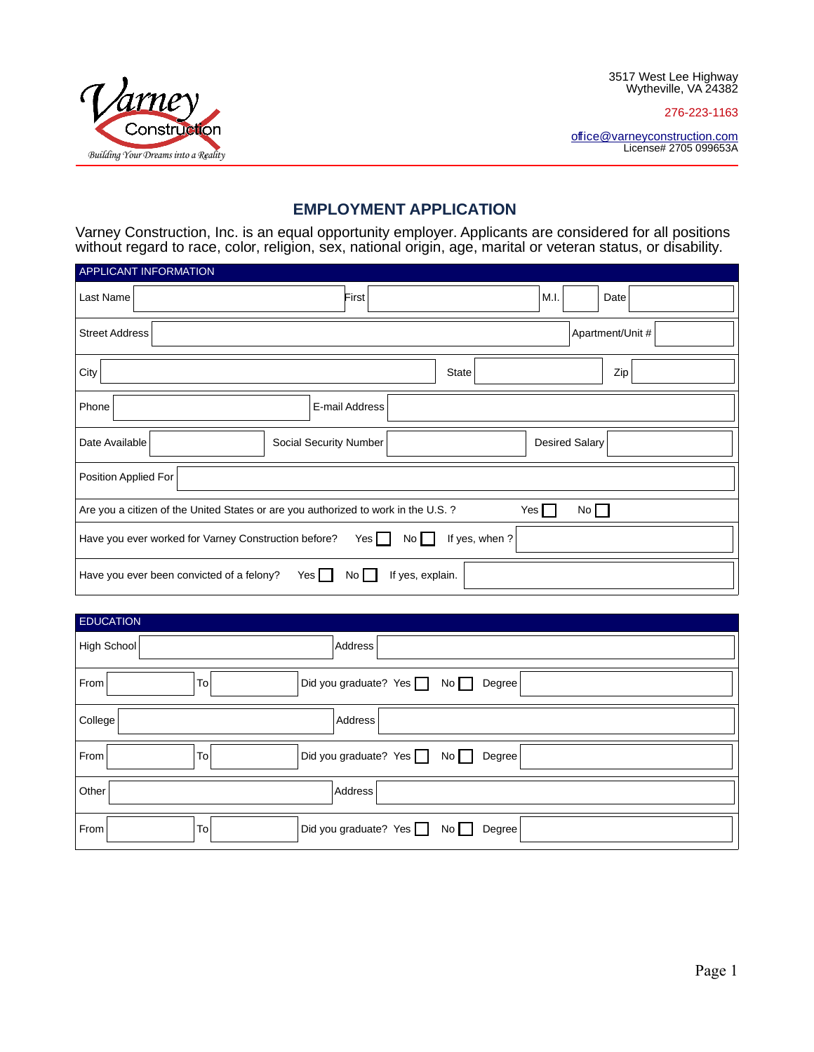Varney Construction

*Building Your Dreams into a Reality*

3517 West Lee Highway
Wytheville, VA 24382

276-223-1163

office@varneyconstruction.com
License# 2705 099653A

# EMPLOYMENT APPLICATION

Varney Construction, Inc. is an equal opportunity employer. Applicants are considered for all positions without regard to race, color, religion, sex, national origin, age, marital or veteran status, or disability.

## APPLICANT INFORMATION

| | | | | | | | |
|---|---|---|---|---|---|---|---|
| Last Name | | First | | M.I. | | Date | |
| Street Address | | | | | | Apartment/Unit # | |
| City | | | | State | | Zip | |
| Phone | | | E-mail Address | | | | |
| Date Available | | Social Security Number | | Desired Salary | | | |
| Position Applied For | | | | | | | |

Are you a citizen of the United States or are you authorized to work in the U.S. ? Yes ☐ No ☐

Have you ever worked for Varney Construction before? Yes ☐ No ☐ If yes, when ? ____________

Have you ever been convicted of a felony? Yes ☐ No ☐ If yes, explain. ____________

## EDUCATION

| | | | | | |
|---|---|---|---|---|---|
| High School | | Address | | | |
| From | | To | | Did you graduate? Yes ☐ No ☐ | Degree |
| College | | Address | | | |
| From | | To | | Did you graduate? Yes ☐ No ☐ | Degree |
| Other | | Address | | | |
| From | | To | | Did you graduate? Yes ☐ No ☐ | Degree |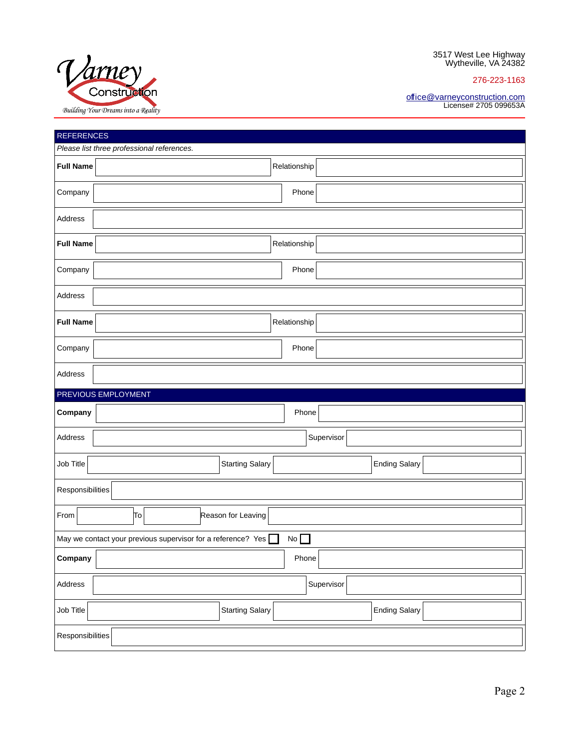Varney Construction
*Building Your Dreams into a Reality*

3517 West Lee Highway
Wytheville, VA 24382

276-223-1163

office@varneyconstruction.com
License# 2705 099653A

## REFERENCES

*Please list three professional references.*

| | | | |
|---|---|---|---|
| **Full Name** | | Relationship | |
| Company | | Phone | |
| Address | | | |
| **Full Name** | | Relationship | |
| Company | | Phone | |
| Address | | | |
| **Full Name** | | Relationship | |
| Company | | Phone | |
| Address | | | |

## PREVIOUS EMPLOYMENT

| | | | | | |
|---|---|---|---|---|---|
| **Company** | | Phone | | | |
| Address | | Supervisor | | | |
| Job Title | | Starting Salary | | Ending Salary | |
| Responsibilities | | | | | |
| From | | To | | Reason for Leaving | |

May we contact your previous supervisor for a reference? Yes ☐ No ☐

| | | | | | |
|---|---|---|---|---|---|
| **Company** | | Phone | | | |
| Address | | Supervisor | | | |
| Job Title | | Starting Salary | | Ending Salary | |
| Responsibilities | | | | | |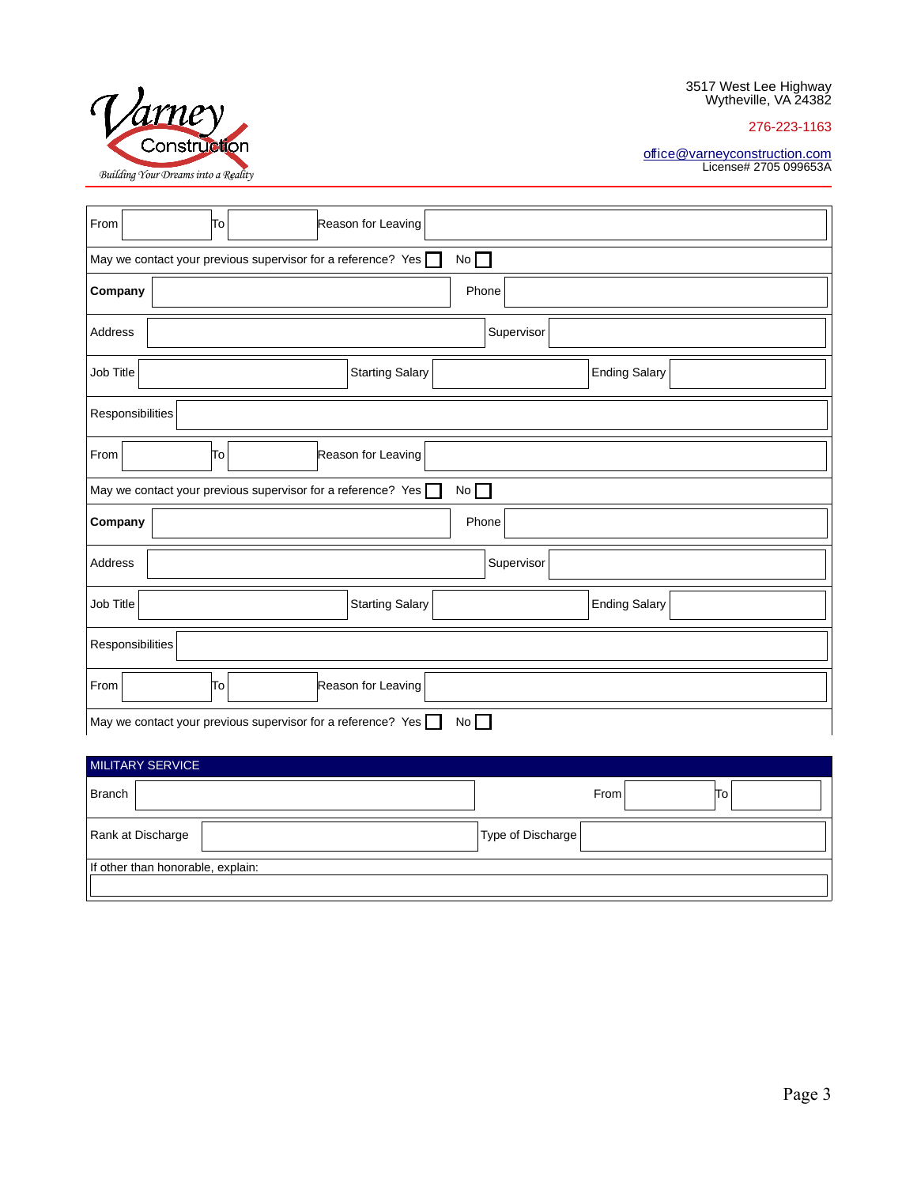Varney Construction
*Building Your Dreams into a Reality*

3517 West Lee Highway
Wytheville, VA 24382

276-223-1163

office@varneyconstruction.com
License# 2705 099653A

| From | | To | | Reason for Leaving | |
|---|---|---|---|---|---|

May we contact your previous supervisor for a reference? Yes ☐ No ☐

| **Company** | | Phone | |
|---|---|---|---|
| Address | | Supervisor | |

| Job Title | | Starting Salary | | Ending Salary | |
|---|---|---|---|---|---|

Responsibilities

| From | | To | | Reason for Leaving | |
|---|---|---|---|---|---|

May we contact your previous supervisor for a reference? Yes ☐ No ☐

| **Company** | | Phone | |
|---|---|---|---|
| Address | | Supervisor | |

| Job Title | | Starting Salary | | Ending Salary | |
|---|---|---|---|---|---|

Responsibilities

| From | | To | | Reason for Leaving | |
|---|---|---|---|---|---|

May we contact your previous supervisor for a reference? Yes ☐ No ☐

## MILITARY SERVICE

| Branch | | From | | To | |
|---|---|---|---|---|---|

| Rank at Discharge | | Type of Discharge | |
|---|---|---|---|

If other than honorable, explain: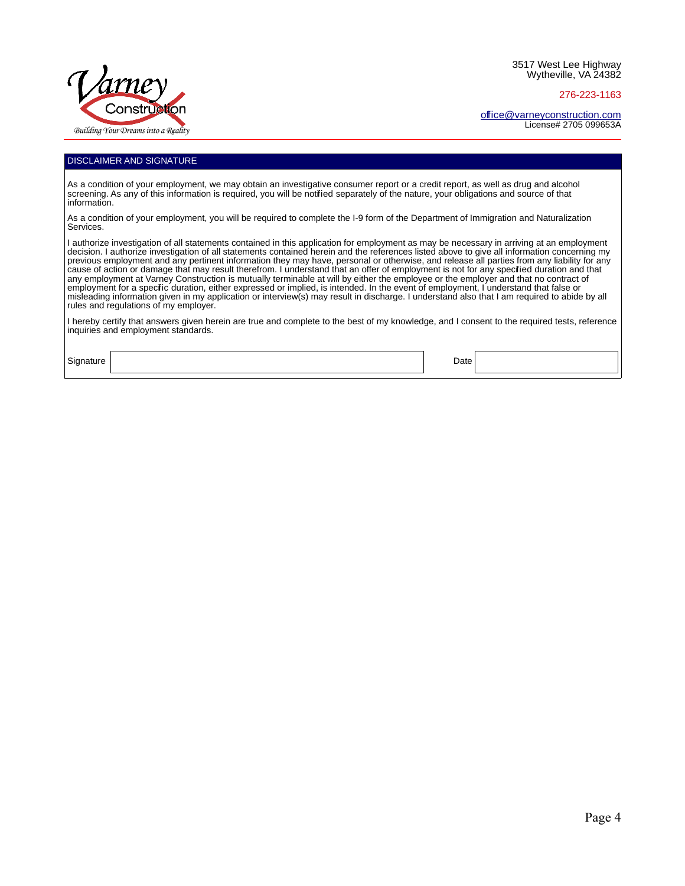Varney Construction

*Building Your Dreams into a Reality*

3517 West Lee Highway
Wytheville, VA 24382

276-223-1163

office@varneyconstruction.com
License# 2705 099653A

## DISCLAIMER AND SIGNATURE

As a condition of your employment, we may obtain an investigative consumer report or a credit report, as well as drug and alcohol screening. As any of this information is required, you will be notified separately of the nature, your obligations and source of that information.

As a condition of your employment, you will be required to complete the I-9 form of the Department of Immigration and Naturalization Services.

I authorize investigation of all statements contained in this application for employment as may be necessary in arriving at an employment decision. I authorize investigation of all statements contained herein and the references listed above to give all information concerning my previous employment and any pertinent information they may have, personal or otherwise, and release all parties from any liability for any cause of action or damage that may result therefrom. I understand that an offer of employment is not for any specified duration and that any employment at Varney Construction is mutually terminable at will by either the employee or the employer and that no contract of employment for a specific duration, either expressed or implied, is intended. In the event of employment, I understand that false or misleading information given in my application or interview(s) may result in discharge. I understand also that I am required to abide by all rules and regulations of my employer.

I hereby certify that answers given herein are true and complete to the best of my knowledge, and I consent to the required tests, reference inquiries and employment standards.

| | | | |
|---|---|---|---|
| Signature | | Date | |